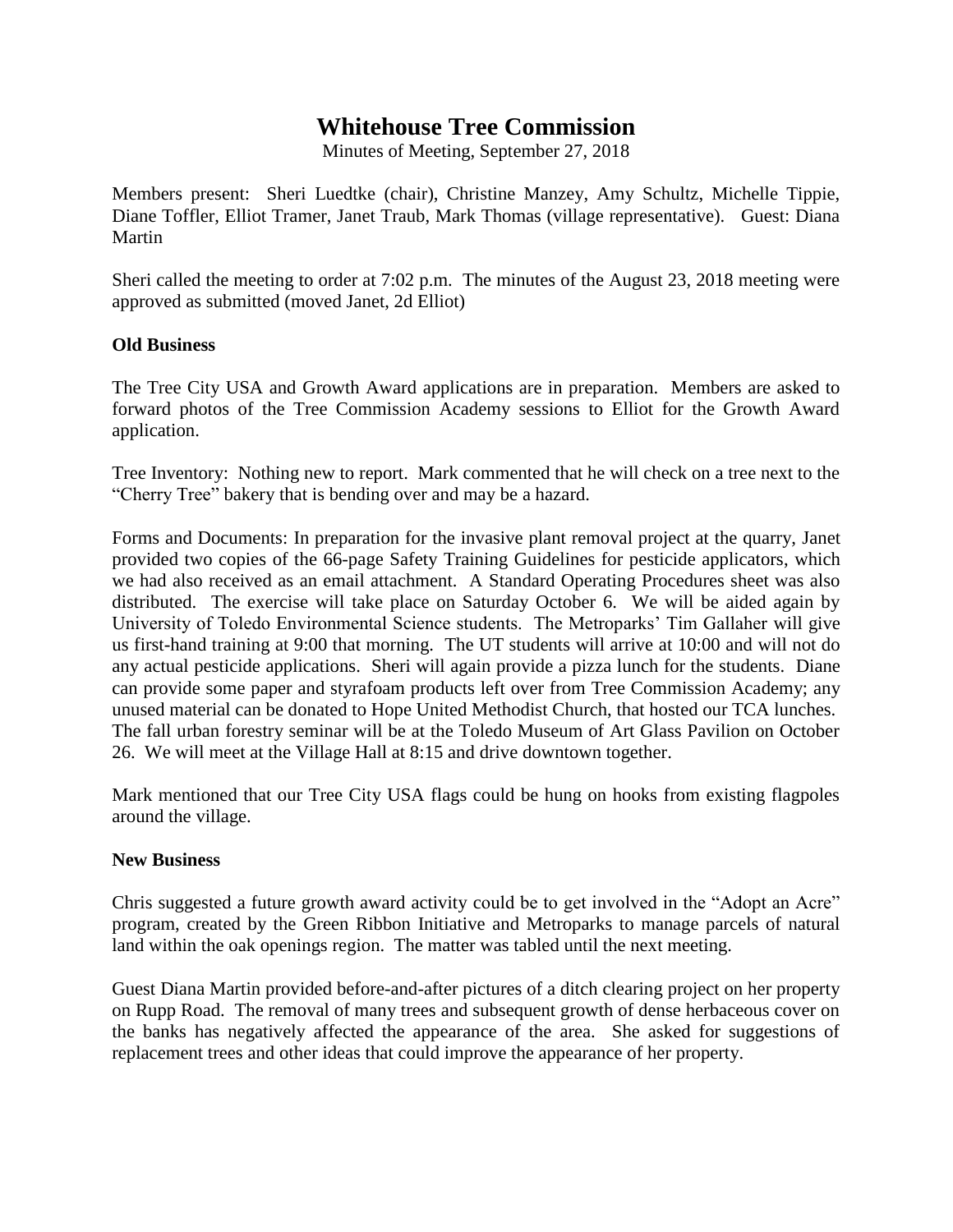# Whitehouse Tree Commission

Minutes of Meeting, September 27, 2018

Members present: Sheri Luedtke (chair), Christine Manzey, Amy Schultz, Michelle Tippie, Diane Toffler, Elliot Tramer, Janet Traub, Mark Thomas (village representative). Guest: Diana Martin

Sheri called the meeting to order at 7:02 p.m. The minutes of the August 23, 2018 meeting were approved as submitted (moved Janet, 2d Elliot)

**Old Business**

The Tree City USA and Growth Award applications are in preparation. Members are asked to forward photos of the Tree Commission Academy sessions to Elliot for the Growth Award application.

Tree Inventory: Nothing new to report. Mark commented that he will check on a tree next to the "Cherry Tree" bakery that is bending over and may be a hazard.

Forms and Documents: In preparation for the invasive plant removal project at the quarry, Janet provided two copies of the 66-page Safety Training Guidelines for pesticide applicators, which we had also received as an email attachment. A Standard Operating Procedures sheet was also distributed. The exercise will take place on Saturday October 6. We will be aided again by University of Toledo Environmental Science students. The Metroparks' Tim Gallaher will give us first-hand training at 9:00 that morning. The UT students will arrive at 10:00 and will not do any actual pesticide applications. Sheri will again provide a pizza lunch for the students. Diane can provide some paper and styrafoam products left over from Tree Commission Academy; any unused material can be donated to Hope United Methodist Church, that hosted our TCA lunches. The fall urban forestry seminar will be at the Toledo Museum of Art Glass Pavilion on October 26. We will meet at the Village Hall at 8:15 and drive downtown together.

Mark mentioned that our Tree City USA flags could be hung on hooks from existing flagpoles around the village.

**New Business**

Chris suggested a future growth award activity could be to get involved in the "Adopt an Acre" program, created by the Green Ribbon Initiative and Metroparks to manage parcels of natural land within the oak openings region. The matter was tabled until the next meeting.

Guest Diana Martin provided before-and-after pictures of a ditch clearing project on her property on Rupp Road. The removal of many trees and subsequent growth of dense herbaceous cover on the banks has negatively affected the appearance of the area. She asked for suggestions of replacement trees and other ideas that could improve the appearance of her property.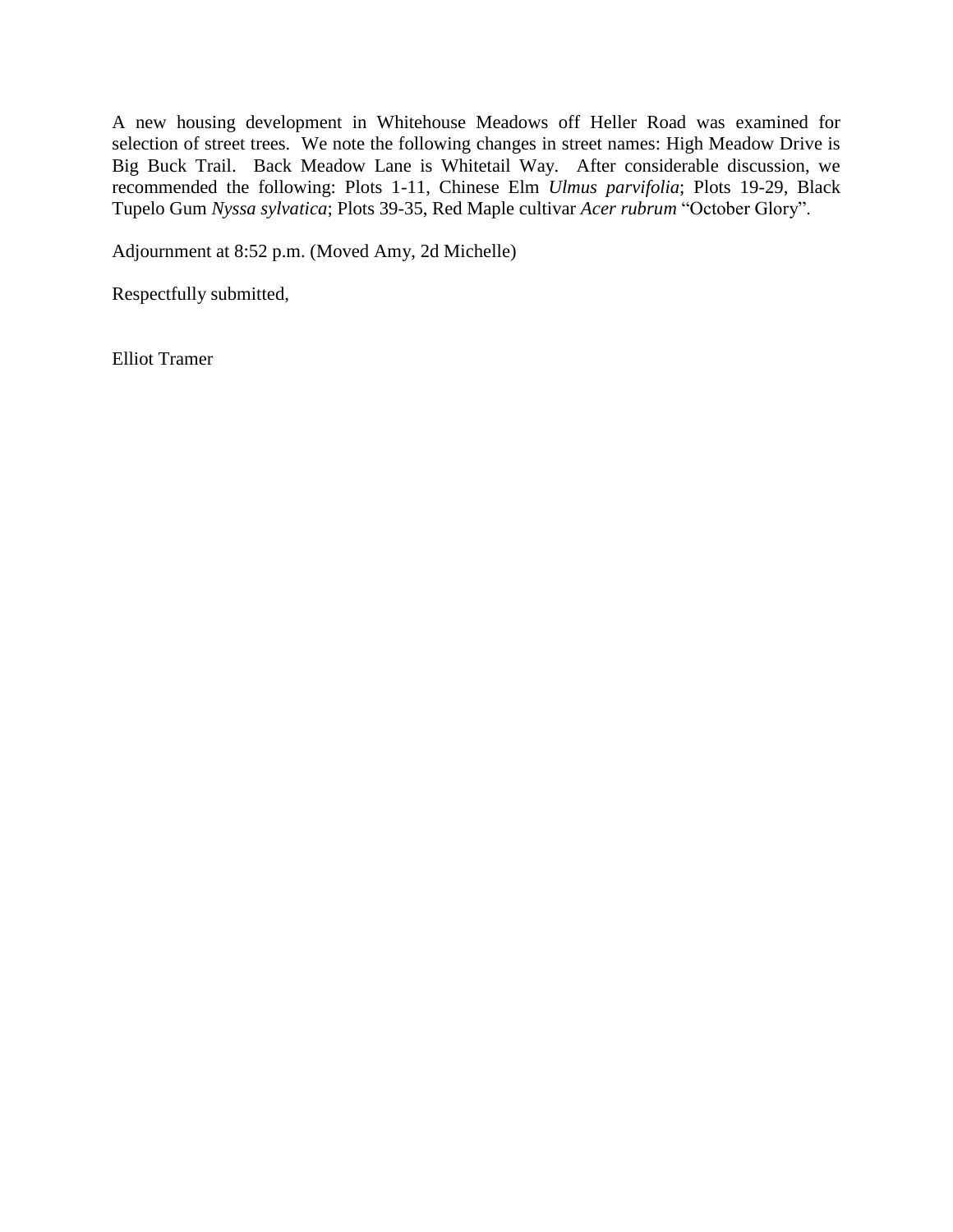A new housing development in Whitehouse Meadows off Heller Road was examined for selection of street trees. We note the following changes in street names: High Meadow Drive is Big Buck Trail. Back Meadow Lane is Whitetail Way. After considerable discussion, we recommended the following: Plots 1-11, Chinese Elm *Ulmus parvifolia*; Plots 19-29, Black Tupelo Gum *Nyssa sylvatica*; Plots 39-35, Red Maple cultivar *Acer rubrum* "October Glory".

Adjournment at 8:52 p.m. (Moved Amy, 2d Michelle)

Respectfully submitted,

Elliot Tramer